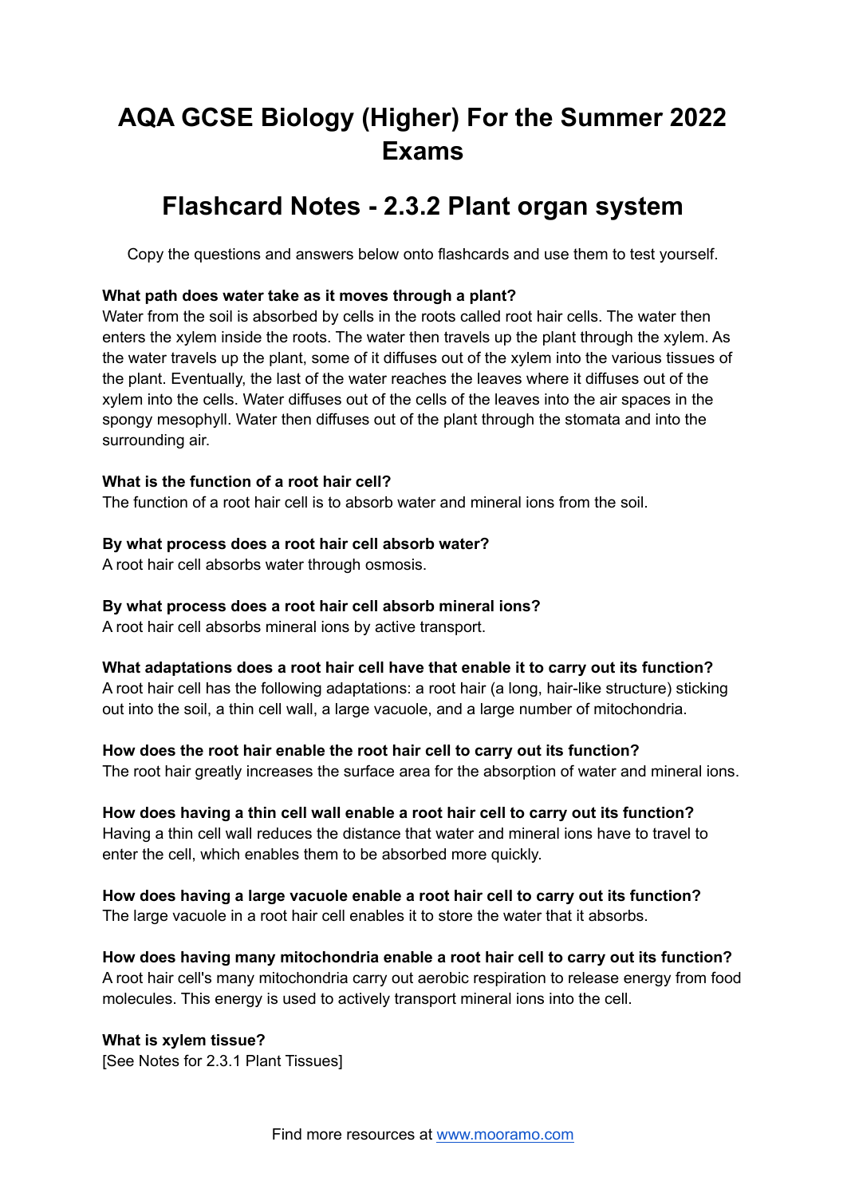# AQA GCSE Biology (Higher) For the Summer 2022 Exams

## Flashcard Notes - 2.3.2 Plant organ system

Copy the questions and answers below onto flashcards and use them to test yourself.

**What path does water take as it moves through a plant?**
Water from the soil is absorbed by cells in the roots called root hair cells. The water then enters the xylem inside the roots. The water then travels up the plant through the xylem. As the water travels up the plant, some of it diffuses out of the xylem into the various tissues of the plant. Eventually, the last of the water reaches the leaves where it diffuses out of the xylem into the cells. Water diffuses out of the cells of the leaves into the air spaces in the spongy mesophyll. Water then diffuses out of the plant through the stomata and into the surrounding air.

**What is the function of a root hair cell?**
The function of a root hair cell is to absorb water and mineral ions from the soil.

**By what process does a root hair cell absorb water?**
A root hair cell absorbs water through osmosis.

**By what process does a root hair cell absorb mineral ions?**
A root hair cell absorbs mineral ions by active transport.

**What adaptations does a root hair cell have that enable it to carry out its function?**
A root hair cell has the following adaptations: a root hair (a long, hair-like structure) sticking out into the soil, a thin cell wall, a large vacuole, and a large number of mitochondria.

**How does the root hair enable the root hair cell to carry out its function?**
The root hair greatly increases the surface area for the absorption of water and mineral ions.

**How does having a thin cell wall enable a root hair cell to carry out its function?**
Having a thin cell wall reduces the distance that water and mineral ions have to travel to enter the cell, which enables them to be absorbed more quickly.

**How does having a large vacuole enable a root hair cell to carry out its function?**
The large vacuole in a root hair cell enables it to store the water that it absorbs.

**How does having many mitochondria enable a root hair cell to carry out its function?**
A root hair cell's many mitochondria carry out aerobic respiration to release energy from food molecules. This energy is used to actively transport mineral ions into the cell.

**What is xylem tissue?**
[See Notes for 2.3.1 Plant Tissues]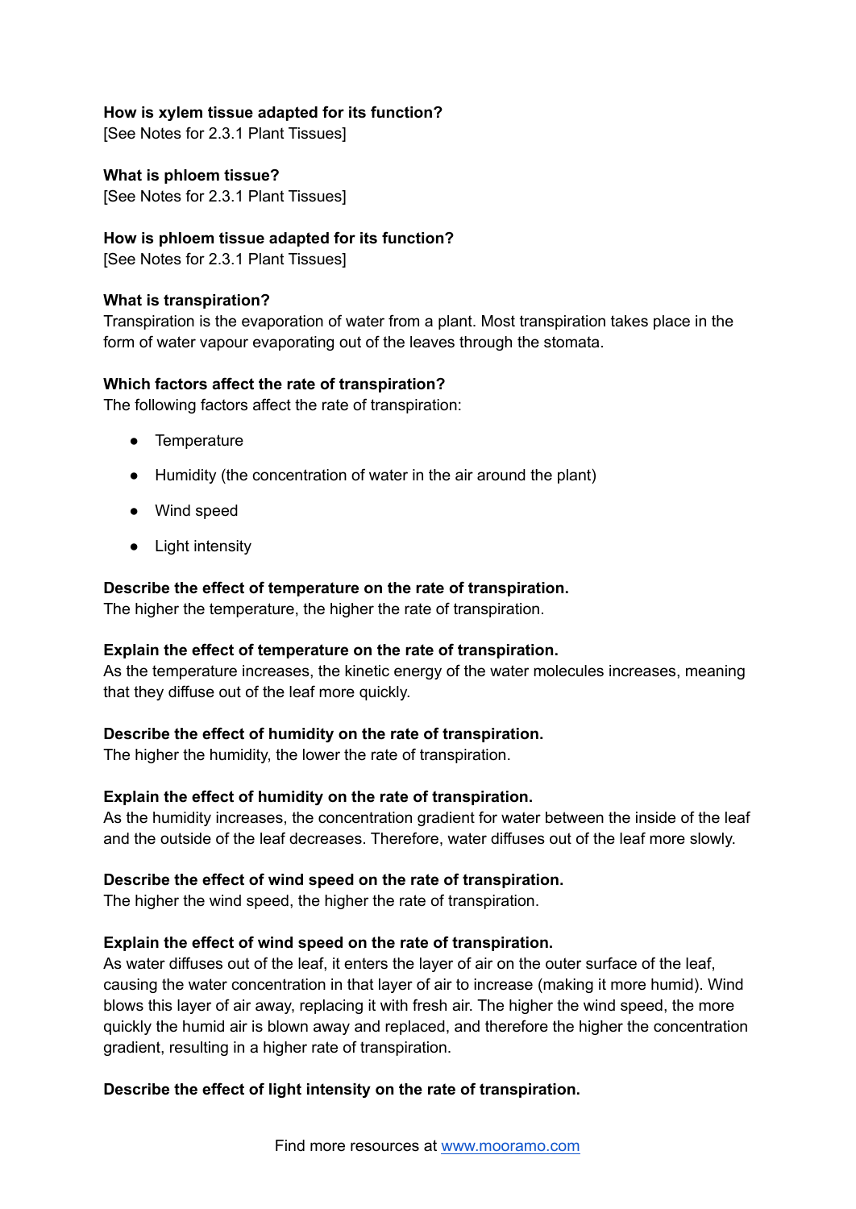**How is xylem tissue adapted for its function?**
[See Notes for 2.3.1 Plant Tissues]

**What is phloem tissue?**
[See Notes for 2.3.1 Plant Tissues]

**How is phloem tissue adapted for its function?**
[See Notes for 2.3.1 Plant Tissues]

**What is transpiration?**
Transpiration is the evaporation of water from a plant. Most transpiration takes place in the form of water vapour evaporating out of the leaves through the stomata.

**Which factors affect the rate of transpiration?**
The following factors affect the rate of transpiration:

- Temperature
- Humidity (the concentration of water in the air around the plant)
- Wind speed
- Light intensity

**Describe the effect of temperature on the rate of transpiration.**
The higher the temperature, the higher the rate of transpiration.

**Explain the effect of temperature on the rate of transpiration.**
As the temperature increases, the kinetic energy of the water molecules increases, meaning that they diffuse out of the leaf more quickly.

**Describe the effect of humidity on the rate of transpiration.**
The higher the humidity, the lower the rate of transpiration.

**Explain the effect of humidity on the rate of transpiration.**
As the humidity increases, the concentration gradient for water between the inside of the leaf and the outside of the leaf decreases. Therefore, water diffuses out of the leaf more slowly.

**Describe the effect of wind speed on the rate of transpiration.**
The higher the wind speed, the higher the rate of transpiration.

**Explain the effect of wind speed on the rate of transpiration.**
As water diffuses out of the leaf, it enters the layer of air on the outer surface of the leaf, causing the water concentration in that layer of air to increase (making it more humid). Wind blows this layer of air away, replacing it with fresh air. The higher the wind speed, the more quickly the humid air is blown away and replaced, and therefore the higher the concentration gradient, resulting in a higher rate of transpiration.

**Describe the effect of light intensity on the rate of transpiration.**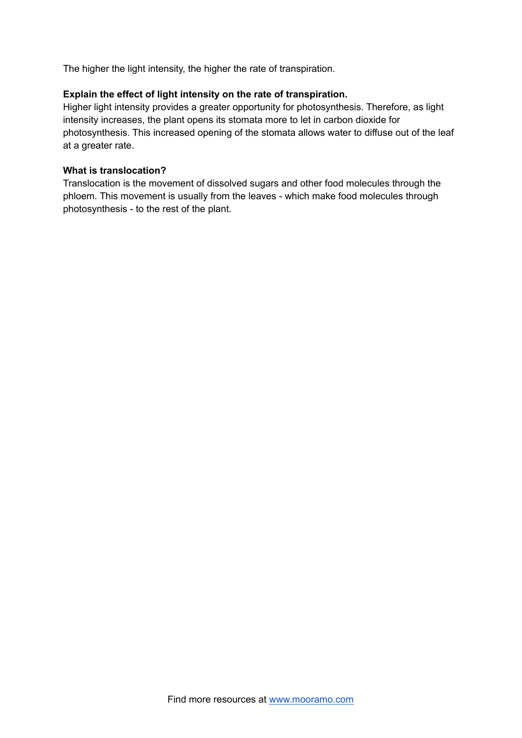The higher the light intensity, the higher the rate of transpiration.

**Explain the effect of light intensity on the rate of transpiration.**
Higher light intensity provides a greater opportunity for photosynthesis. Therefore, as light intensity increases, the plant opens its stomata more to let in carbon dioxide for photosynthesis. This increased opening of the stomata allows water to diffuse out of the leaf at a greater rate.

**What is translocation?**
Translocation is the movement of dissolved sugars and other food molecules through the phloem. This movement is usually from the leaves - which make food molecules through photosynthesis - to the rest of the plant.